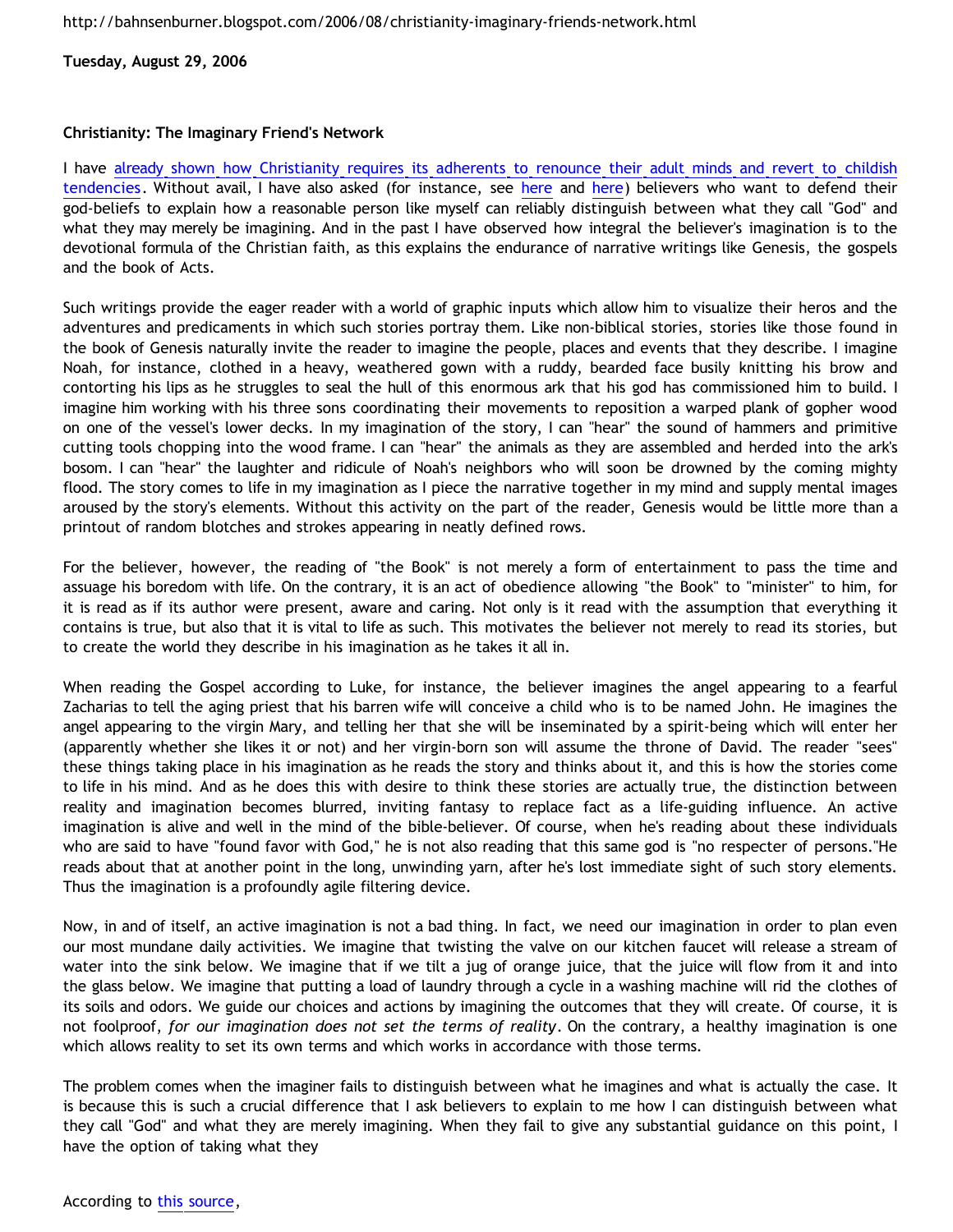http://bahnsenburner.blogspot.com/2006/08/christianity-imaginary-friends-network.html

**Tuesday, August 29, 2006**

**Christianity: The Imaginary Friend's Network**

I have already shown how Christianity requires its adherents to renounce their adult minds and revert to childish tendencies. Without avail, I have also asked (for instance, see here and here) believers who want to defend their god-beliefs to explain how a reasonable person like myself can reliably distinguish between what they call "God" and what they may merely be imagining. And in the past I have observed how integral the believer's imagination is to the devotional formula of the Christian faith, as this explains the endurance of narrative writings like Genesis, the gospels and the book of Acts.

Such writings provide the eager reader with a world of graphic inputs which allow him to visualize their heros and the adventures and predicaments in which such stories portray them. Like non-biblical stories, stories like those found in the book of Genesis naturally invite the reader to imagine the people, places and events that they describe. I imagine Noah, for instance, clothed in a heavy, weathered gown with a ruddy, bearded face busily knitting his brow and contorting his lips as he struggles to seal the hull of this enormous ark that his god has commissioned him to build. I imagine him working with his three sons coordinating their movements to reposition a warped plank of gopher wood on one of the vessel's lower decks. In my imagination of the story, I can "hear" the sound of hammers and primitive cutting tools chopping into the wood frame. I can "hear" the animals as they are assembled and herded into the ark's bosom. I can "hear" the laughter and ridicule of Noah's neighbors who will soon be drowned by the coming mighty flood. The story comes to life in my imagination as I piece the narrative together in my mind and supply mental images aroused by the story's elements. Without this activity on the part of the reader, Genesis would be little more than a printout of random blotches and strokes appearing in neatly defined rows.

For the believer, however, the reading of "the Book" is not merely a form of entertainment to pass the time and assuage his boredom with life. On the contrary, it is an act of obedience allowing "the Book" to "minister" to him, for it is read as if its author were present, aware and caring. Not only is it read with the assumption that everything it contains is true, but also that it is vital to life as such. This motivates the believer not merely to read its stories, but to create the world they describe in his imagination as he takes it all in.

When reading the Gospel according to Luke, for instance, the believer imagines the angel appearing to a fearful Zacharias to tell the aging priest that his barren wife will conceive a child who is to be named John. He imagines the angel appearing to the virgin Mary, and telling her that she will be inseminated by a spirit-being which will enter her (apparently whether she likes it or not) and her virgin-born son will assume the throne of David. The reader "sees" these things taking place in his imagination as he reads the story and thinks about it, and this is how the stories come to life in his mind. And as he does this with desire to think these stories are actually true, the distinction between reality and imagination becomes blurred, inviting fantasy to replace fact as a life-guiding influence. An active imagination is alive and well in the mind of the bible-believer. Of course, when he's reading about these individuals who are said to have "found favor with God," he is not also reading that this same god is "no respecter of persons."He reads about that at another point in the long, unwinding yarn, after he's lost immediate sight of such story elements. Thus the imagination is a profoundly agile filtering device.

Now, in and of itself, an active imagination is not a bad thing. In fact, we need our imagination in order to plan even our most mundane daily activities. We imagine that twisting the valve on our kitchen faucet will release a stream of water into the sink below. We imagine that if we tilt a jug of orange juice, that the juice will flow from it and into the glass below. We imagine that putting a load of laundry through a cycle in a washing machine will rid the clothes of its soils and odors. We guide our choices and actions by imagining the outcomes that they will create. Of course, it is not foolproof, *for our imagination does not set the terms of reality*. On the contrary, a healthy imagination is one which allows reality to set its own terms and which works in accordance with those terms.

The problem comes when the imaginer fails to distinguish between what he imagines and what is actually the case. It is because this is such a crucial difference that I ask believers to explain to me how I can distinguish between what they call "God" and what they are merely imagining. When they fail to give any substantial guidance on this point, I have the option of taking what they

According to this source,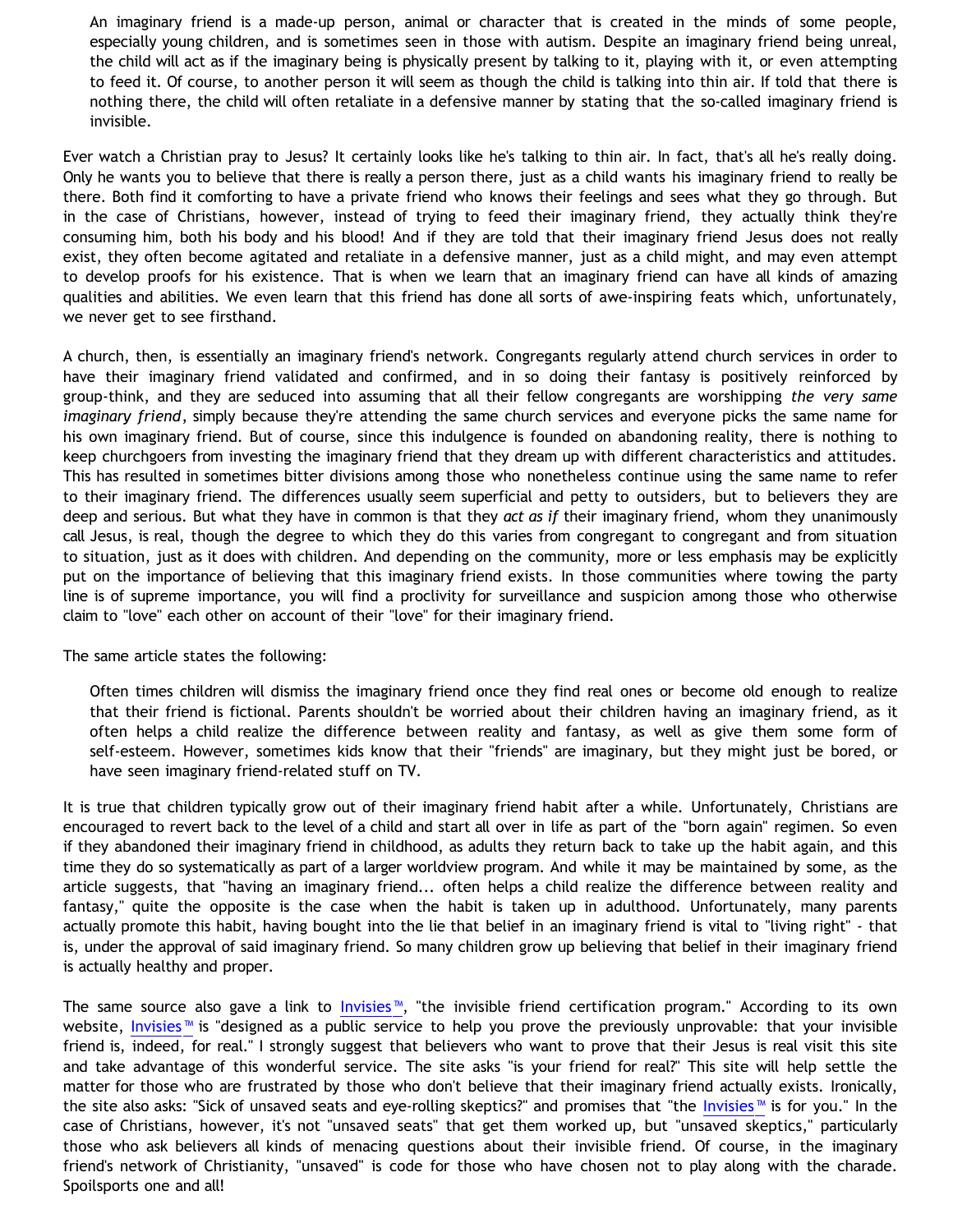> An imaginary friend is a made-up person, animal or character that is created in the minds of some people, especially young children, and is sometimes seen in those with autism. Despite an imaginary friend being unreal, the child will act as if the imaginary being is physically present by talking to it, playing with it, or even attempting to feed it. Of course, to another person it will seem as though the child is talking into thin air. If told that there is nothing there, the child will often retaliate in a defensive manner by stating that the so-called imaginary friend is invisible.

Ever watch a Christian pray to Jesus? It certainly looks like he's talking to thin air. In fact, that's all he's really doing. Only he wants you to believe that there is really a person there, just as a child wants his imaginary friend to really be there. Both find it comforting to have a private friend who knows their feelings and sees what they go through. But in the case of Christians, however, instead of trying to feed their imaginary friend, they actually think they're consuming him, both his body and his blood! And if they are told that their imaginary friend Jesus does not really exist, they often become agitated and retaliate in a defensive manner, just as a child might, and may even attempt to develop proofs for his existence. That is when we learn that an imaginary friend can have all kinds of amazing qualities and abilities. We even learn that this friend has done all sorts of awe-inspiring feats which, unfortunately, we never get to see firsthand.

A church, then, is essentially an imaginary friend's network. Congregants regularly attend church services in order to have their imaginary friend validated and confirmed, and in so doing their fantasy is positively reinforced by group-think, and they are seduced into assuming that all their fellow congregants are worshipping *the very same imaginary friend*, simply because they're attending the same church services and everyone picks the same name for his own imaginary friend. But of course, since this indulgence is founded on abandoning reality, there is nothing to keep churchgoers from investing the imaginary friend that they dream up with different characteristics and attitudes. This has resulted in sometimes bitter divisions among those who nonetheless continue using the same name to refer to their imaginary friend. The differences usually seem superficial and petty to outsiders, but to believers they are deep and serious. But what they have in common is that they *act as if* their imaginary friend, whom they unanimously call Jesus, is real, though the degree to which they do this varies from congregant to congregant and from situation to situation, just as it does with children. And depending on the community, more or less emphasis may be explicitly put on the importance of believing that this imaginary friend exists. In those communities where towing the party line is of supreme importance, you will find a proclivity for surveillance and suspicion among those who otherwise claim to "love" each other on account of their "love" for their imaginary friend.

The same article states the following:

> Often times children will dismiss the imaginary friend once they find real ones or become old enough to realize that their friend is fictional. Parents shouldn't be worried about their children having an imaginary friend, as it often helps a child realize the difference between reality and fantasy, as well as give them some form of self-esteem. However, sometimes kids know that their "friends" are imaginary, but they might just be bored, or have seen imaginary friend-related stuff on TV.

It is true that children typically grow out of their imaginary friend habit after a while. Unfortunately, Christians are encouraged to revert back to the level of a child and start all over in life as part of the "born again" regimen. So even if they abandoned their imaginary friend in childhood, as adults they return back to take up the habit again, and this time they do so systematically as part of a larger worldview program. And while it may be maintained by some, as the article suggests, that "having an imaginary friend... often helps a child realize the difference between reality and fantasy," quite the opposite is the case when the habit is taken up in adulthood. Unfortunately, many parents actually promote this habit, having bought into the lie that belief in an imaginary friend is vital to "living right" - that is, under the approval of said imaginary friend. So many children grow up believing that belief in their imaginary friend is actually healthy and proper.

The same source also gave a link to Invisies™, "the invisible friend certification program." According to its own website, Invisies™ is "designed as a public service to help you prove the previously unprovable: that your invisible friend is, indeed, for real." I strongly suggest that believers who want to prove that their Jesus is real visit this site and take advantage of this wonderful service. The site asks "is your friend for real?" This site will help settle the matter for those who are frustrated by those who don't believe that their imaginary friend actually exists. Ironically, the site also asks: "Sick of unsaved seats and eye-rolling skeptics?" and promises that "the Invisies™ is for you." In the case of Christians, however, it's not "unsaved seats" that get them worked up, but "unsaved skeptics," particularly those who ask believers all kinds of menacing questions about their invisible friend. Of course, in the imaginary friend's network of Christianity, "unsaved" is code for those who have chosen not to play along with the charade. Spoilsports one and all!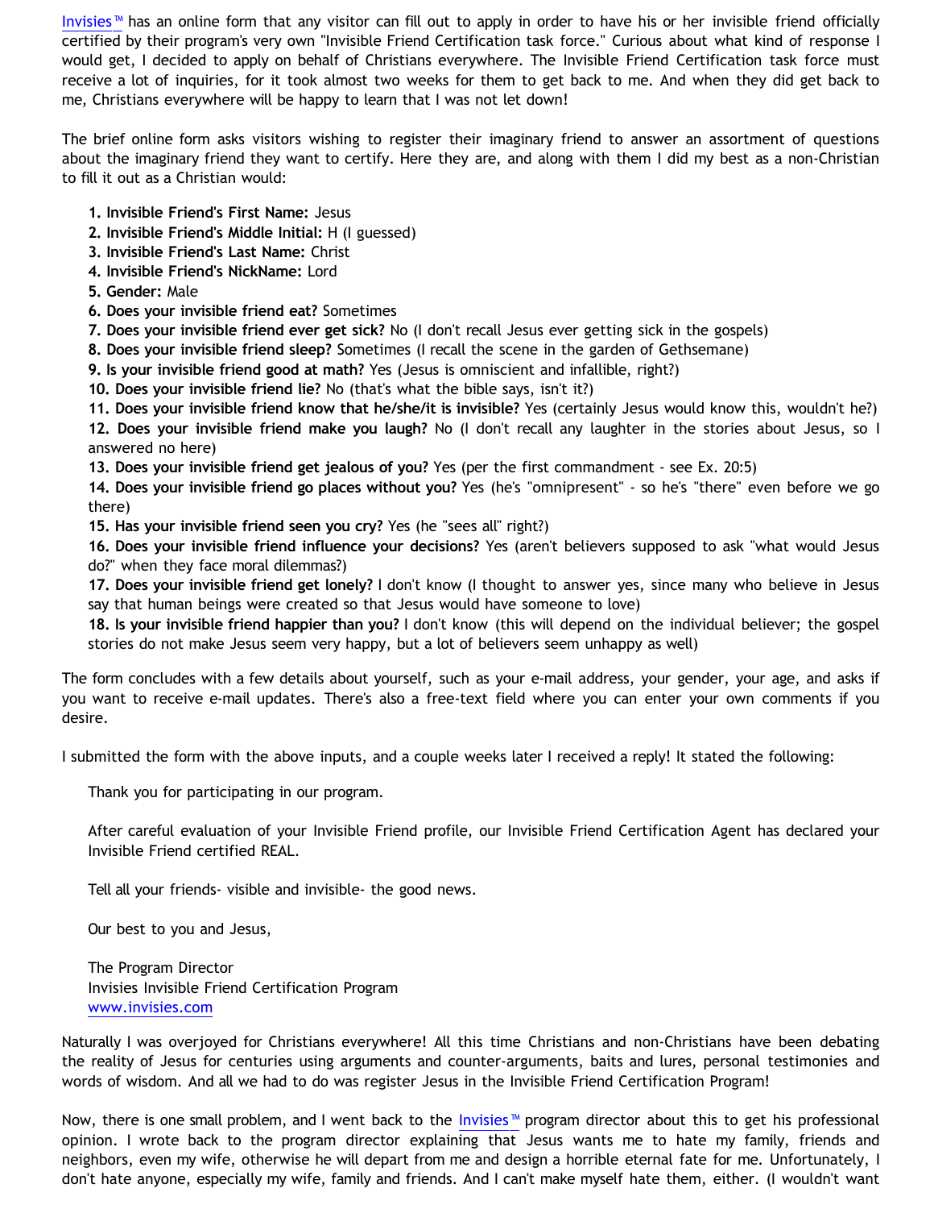Invisies™ has an online form that any visitor can fill out to apply in order to have his or her invisible friend officially certified by their program's very own "Invisible Friend Certification task force." Curious about what kind of response I would get, I decided to apply on behalf of Christians everywhere. The Invisible Friend Certification task force must receive a lot of inquiries, for it took almost two weeks for them to get back to me. And when they did get back to me, Christians everywhere will be happy to learn that I was not let down!

The brief online form asks visitors wishing to register their imaginary friend to answer an assortment of questions about the imaginary friend they want to certify. Here they are, and along with them I did my best as a non-Christian to fill it out as a Christian would:

1. **Invisible Friend's First Name:** Jesus
2. **Invisible Friend's Middle Initial:** H (I guessed)
3. **Invisible Friend's Last Name:** Christ
4. **Invisible Friend's NickName:** Lord
5. **Gender:** Male
6. **Does your invisible friend eat?** Sometimes
7. **Does your invisible friend ever get sick?** No (I don't recall Jesus ever getting sick in the gospels)
8. **Does your invisible friend sleep?** Sometimes (I recall the scene in the garden of Gethsemane)
9. **Is your invisible friend good at math?** Yes (Jesus is omniscient and infallible, right?)
10. **Does your invisible friend lie?** No (that's what the bible says, isn't it?)
11. **Does your invisible friend know that he/she/it is invisible?** Yes (certainly Jesus would know this, wouldn't he?)
12. **Does your invisible friend make you laugh?** No (I don't recall any laughter in the stories about Jesus, so I answered no here)
13. **Does your invisible friend get jealous of you?** Yes (per the first commandment - see Ex. 20:5)
14. **Does your invisible friend go places without you?** Yes (he's "omnipresent" - so he's "there" even before we go there)
15. **Has your invisible friend seen you cry?** Yes (he "sees all" right?)
16. **Does your invisible friend influence your decisions?** Yes (aren't believers supposed to ask "what would Jesus do?" when they face moral dilemmas?)
17. **Does your invisible friend get lonely?** I don't know (I thought to answer yes, since many who believe in Jesus say that human beings were created so that Jesus would have someone to love)
18. **Is your invisible friend happier than you?** I don't know (this will depend on the individual believer; the gospel stories do not make Jesus seem very happy, but a lot of believers seem unhappy as well)

The form concludes with a few details about yourself, such as your e-mail address, your gender, your age, and asks if you want to receive e-mail updates. There's also a free-text field where you can enter your own comments if you desire.

I submitted the form with the above inputs, and a couple weeks later I received a reply! It stated the following:

> Thank you for participating in our program.
>
> After careful evaluation of your Invisible Friend profile, our Invisible Friend Certification Agent has declared your Invisible Friend certified REAL.
>
> Tell all your friends- visible and invisible- the good news.
>
> Our best to you and Jesus,
>
> The Program Director
> Invisies Invisible Friend Certification Program
> www.invisies.com

Naturally I was overjoyed for Christians everywhere! All this time Christians and non-Christians have been debating the reality of Jesus for centuries using arguments and counter-arguments, baits and lures, personal testimonies and words of wisdom. And all we had to do was register Jesus in the Invisible Friend Certification Program!

Now, there is one small problem, and I went back to the Invisies™ program director about this to get his professional opinion. I wrote back to the program director explaining that Jesus wants me to hate my family, friends and neighbors, even my wife, otherwise he will depart from me and design a horrible eternal fate for me. Unfortunately, I don't hate anyone, especially my wife, family and friends. And I can't make myself hate them, either. (I wouldn't want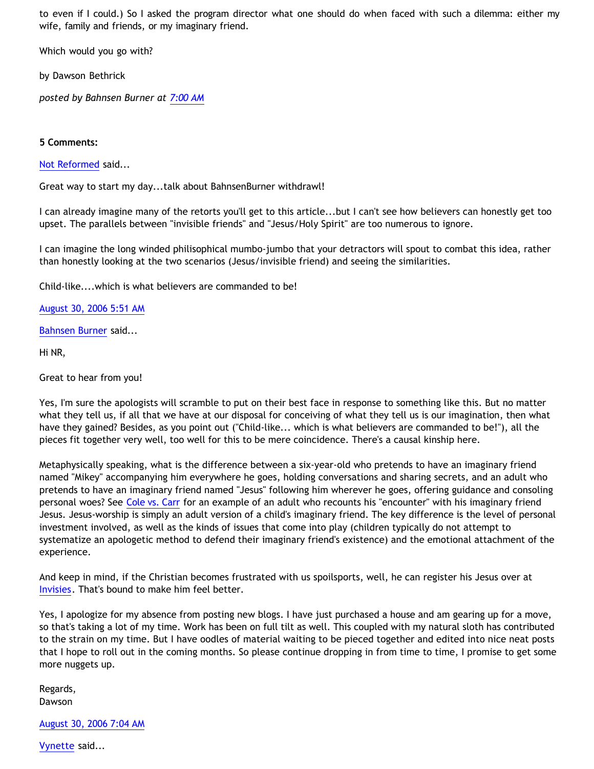to even if I could.) So I asked the program director what one should do when faced with such a dilemma: either my wife, family and friends, or my imaginary friend.

Which would you go with?

by Dawson Bethrick

*posted by Bahnsen Burner at 7:00 AM*

**5 Comments:**

Not Reformed said...

Great way to start my day...talk about BahnsenBurner withdrawl!

I can already imagine many of the retorts you'll get to this article...but I can't see how believers can honestly get too upset. The parallels between "invisible friends" and "Jesus/Holy Spirit" are too numerous to ignore.

I can imagine the long winded philisophical mumbo-jumbo that your detractors will spout to combat this idea, rather than honestly looking at the two scenarios (Jesus/invisible friend) and seeing the similarities.

Child-like....which is what believers are commanded to be!

August 30, 2006 5:51 AM

Bahnsen Burner said...

Hi NR,

Great to hear from you!

Yes, I'm sure the apologists will scramble to put on their best face in response to something like this. But no matter what they tell us, if all that we have at our disposal for conceiving of what they tell us is our imagination, then what have they gained? Besides, as you point out ("Child-like... which is what believers are commanded to be!"), all the pieces fit together very well, too well for this to be mere coincidence. There's a causal kinship here.

Metaphysically speaking, what is the difference between a six-year-old who pretends to have an imaginary friend named "Mikey" accompanying him everywhere he goes, holding conversations and sharing secrets, and an adult who pretends to have an imaginary friend named "Jesus" following him wherever he goes, offering guidance and consoling personal woes? See Cole vs. Carr for an example of an adult who recounts his "encounter" with his imaginary friend Jesus. Jesus-worship is simply an adult version of a child's imaginary friend. The key difference is the level of personal investment involved, as well as the kinds of issues that come into play (children typically do not attempt to systematize an apologetic method to defend their imaginary friend's existence) and the emotional attachment of the experience.

And keep in mind, if the Christian becomes frustrated with us spoilsports, well, he can register his Jesus over at Invisies. That's bound to make him feel better.

Yes, I apologize for my absence from posting new blogs. I have just purchased a house and am gearing up for a move, so that's taking a lot of my time. Work has been on full tilt as well. This coupled with my natural sloth has contributed to the strain on my time. But I have oodles of material waiting to be pieced together and edited into nice neat posts that I hope to roll out in the coming months. So please continue dropping in from time to time, I promise to get some more nuggets up.

Regards,
Dawson

August 30, 2006 7:04 AM

Vynette said...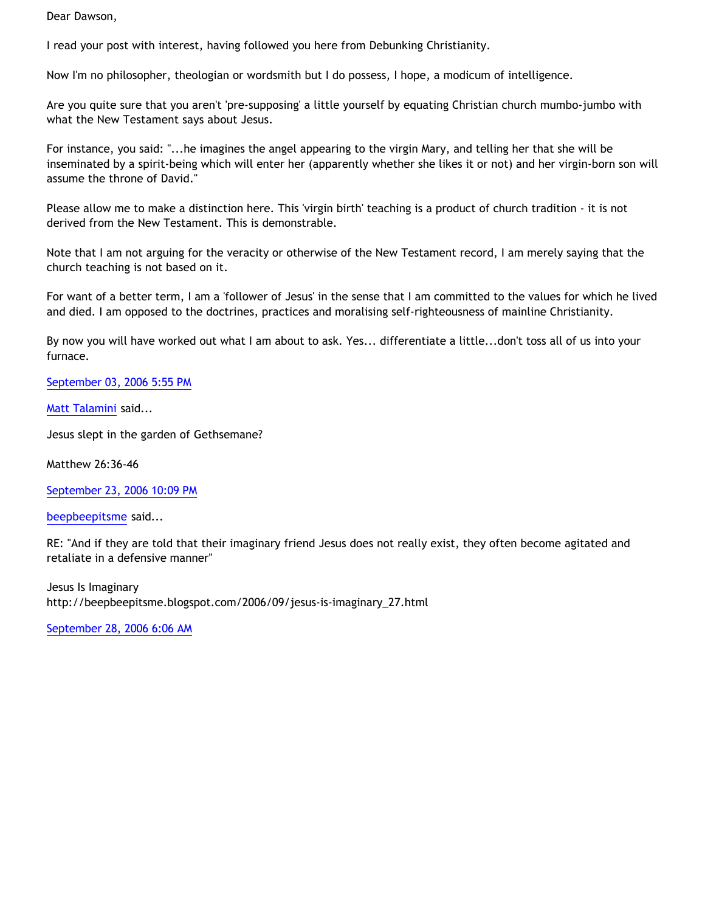Dear Dawson,

I read your post with interest, having followed you here from Debunking Christianity.

Now I'm no philosopher, theologian or wordsmith but I do possess, I hope, a modicum of intelligence.

Are you quite sure that you aren't 'pre-supposing' a little yourself by equating Christian church mumbo-jumbo with what the New Testament says about Jesus.

For instance, you said: "...he imagines the angel appearing to the virgin Mary, and telling her that she will be inseminated by a spirit-being which will enter her (apparently whether she likes it or not) and her virgin-born son will assume the throne of David."

Please allow me to make a distinction here. This 'virgin birth' teaching is a product of church tradition - it is not derived from the New Testament. This is demonstrable.

Note that I am not arguing for the veracity or otherwise of the New Testament record, I am merely saying that the church teaching is not based on it.

For want of a better term, I am a 'follower of Jesus' in the sense that I am committed to the values for which he lived and died. I am opposed to the doctrines, practices and moralising self-righteousness of mainline Christianity.

By now you will have worked out what I am about to ask. Yes... differentiate a little...don't toss all of us into your furnace.

September 03, 2006 5:55 PM

Matt Talamini said...

Jesus slept in the garden of Gethsemane?

Matthew 26:36-46

September 23, 2006 10:09 PM

beepbeepitsme said...

RE: "And if they are told that their imaginary friend Jesus does not really exist, they often become agitated and retaliate in a defensive manner"

Jesus Is Imaginary
http://beepbeepitsme.blogspot.com/2006/09/jesus-is-imaginary_27.html

September 28, 2006 6:06 AM